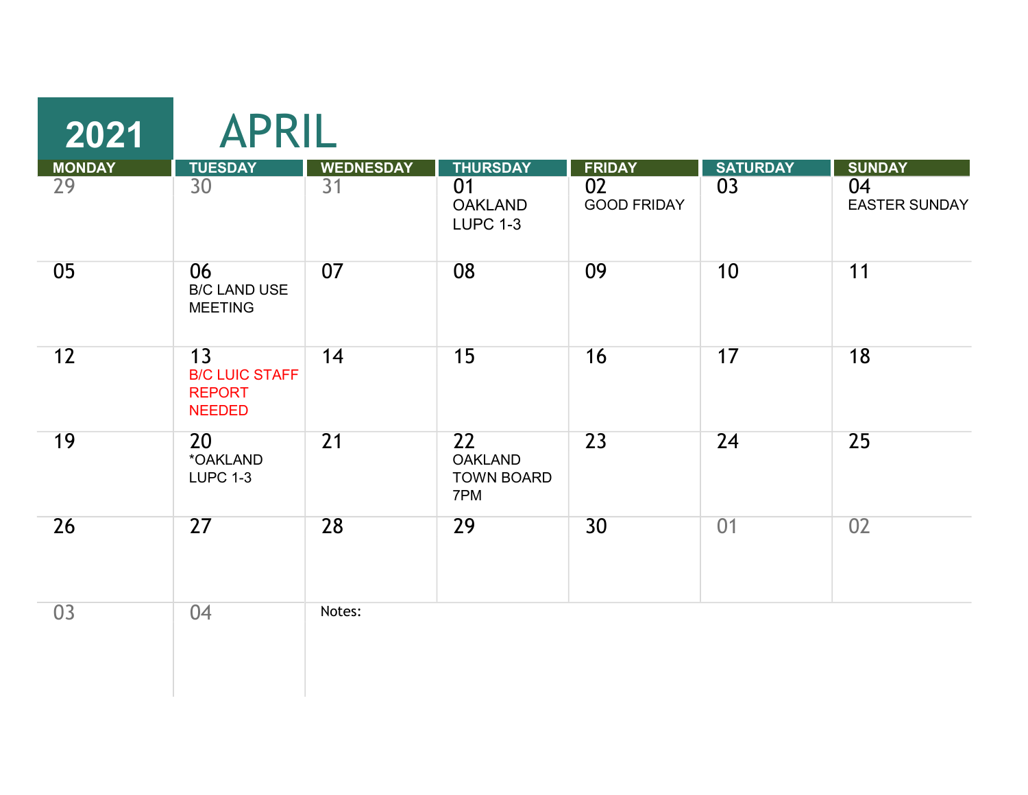# 2021 APRIL

| MONDAY | TUESDAY | WEDNESDAY | THURSDAY | FRIDAY | SATURDAY | SUNDAY |
|---|---|---|---|---|---|---|
| 29 | 30 | 31 | 01 OAKLAND LUPC 1-3 | 02 GOOD FRIDAY | 03 | 04 EASTER SUNDAY |
| 05 | 06 B/C LAND USE MEETING | 07 | 08 | 09 | 10 | 11 |
| 12 | 13 B/C LUIC STAFF REPORT NEEDED | 14 | 15 | 16 | 17 | 18 |
| 19 | 20 *OAKLAND LUPC 1-3 | 21 | 22 OAKLAND TOWN BOARD 7PM | 23 | 24 | 25 |
| 26 | 27 | 28 | 29 | 30 | 01 | 02 |
| 03 | 04 | Notes: | | | | |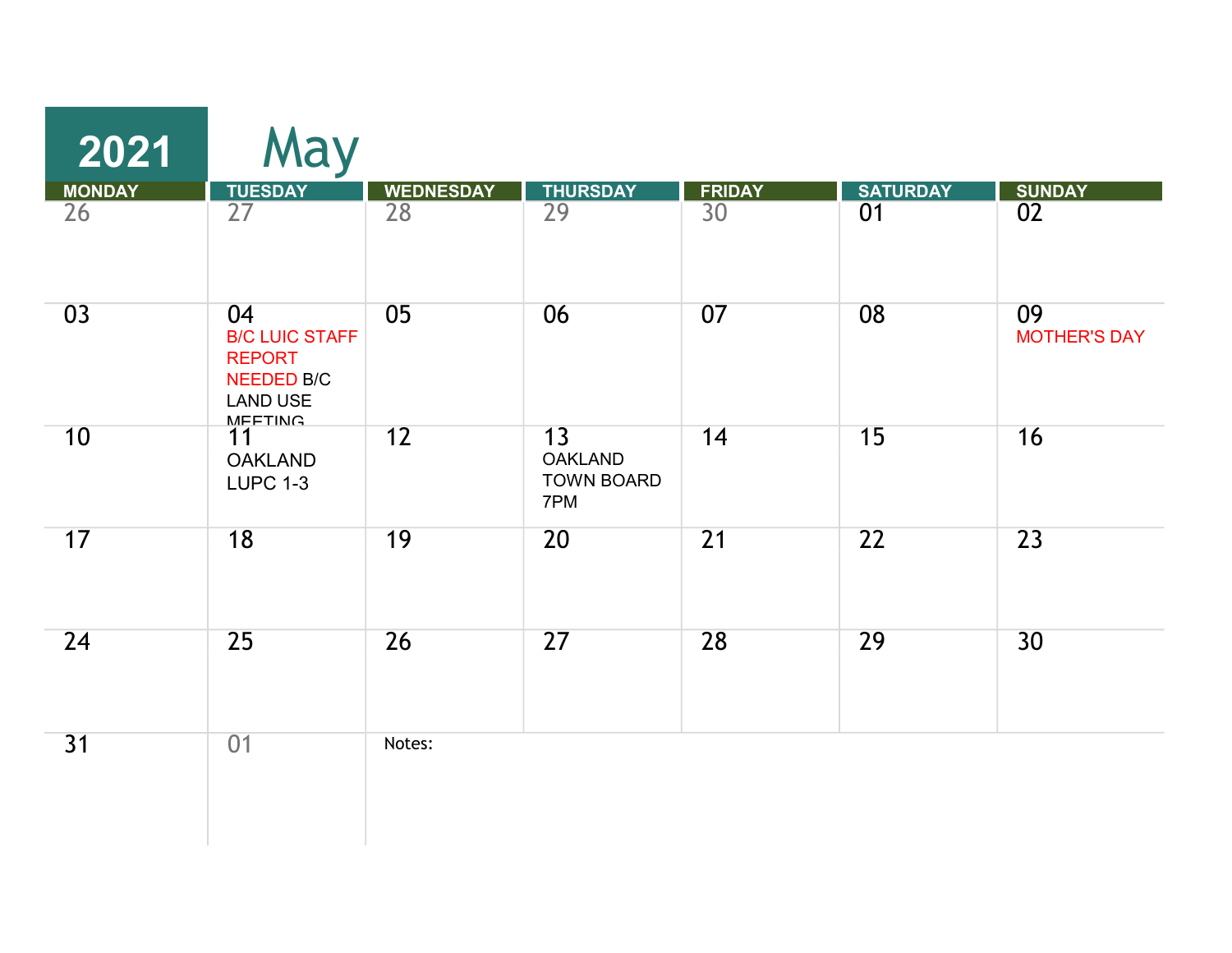# 2021 May

| MONDAY | TUESDAY | WEDNESDAY | THURSDAY | FRIDAY | SATURDAY | SUNDAY |
|---|---|---|---|---|---|---|
| 26 | 27 | 28 | 29 | 30 | 01 | 02 |
| 03 | 04 B/C LUIC STAFF REPORT NEEDED B/C LAND USE MEETING | 05 | 06 | 07 | 08 | 09 MOTHER'S DAY |
| 10 | 11 OAKLAND LUPC 1-3 | 12 | 13 OAKLAND TOWN BOARD 7PM | 14 | 15 | 16 |
| 17 | 18 | 19 | 20 | 21 | 22 | 23 |
| 24 | 25 | 26 | 27 | 28 | 29 | 30 |
| 31 | 01 | Notes: | | | | |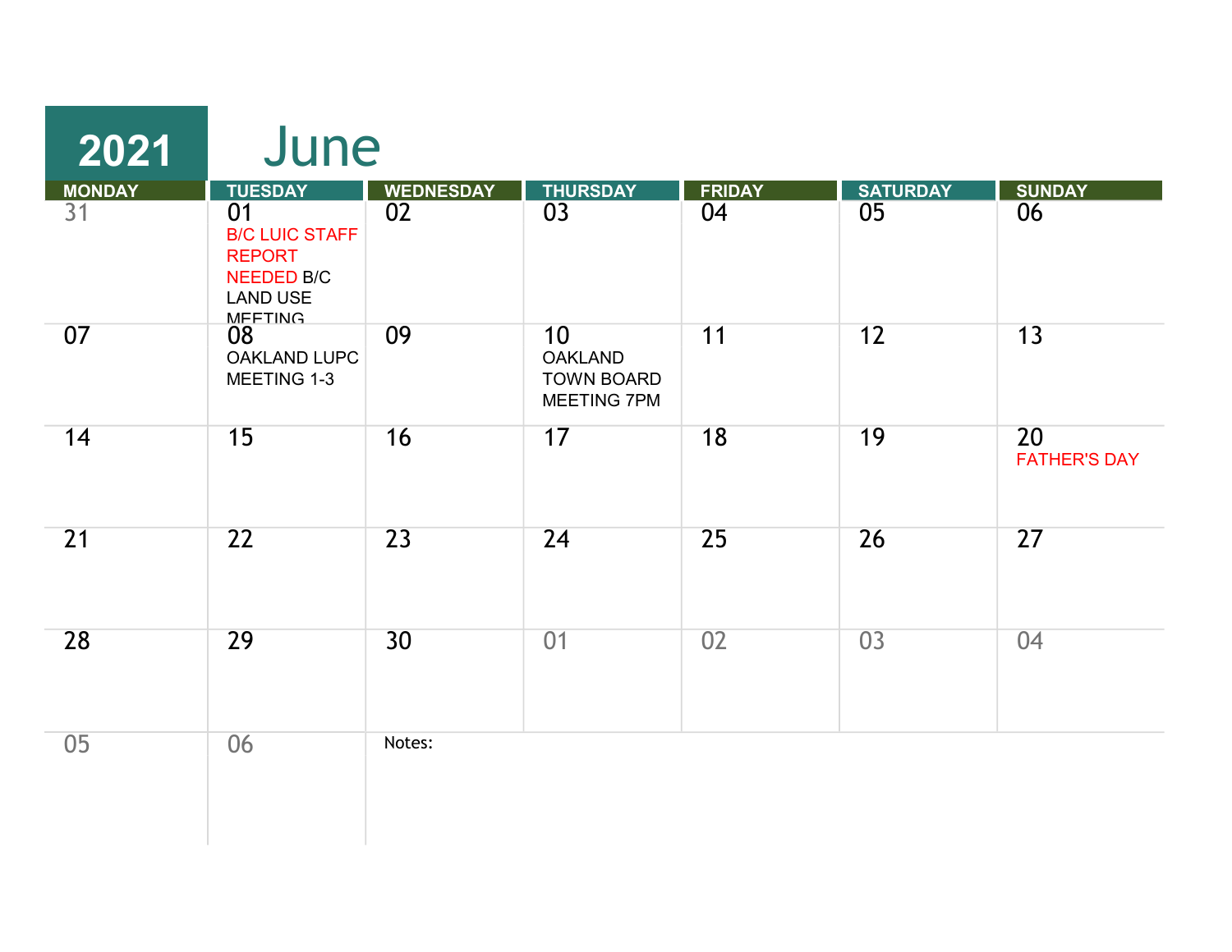# 2021 June

| MONDAY | TUESDAY | WEDNESDAY | THURSDAY | FRIDAY | SATURDAY | SUNDAY |
|---|---|---|---|---|---|---|
| 31 | 01 B/C LUIC STAFF REPORT NEEDED B/C LAND USE MEETING | 02 | 03 | 04 | 05 | 06 |
| 07 | 08 OAKLAND LUPC MEETING 1-3 | 09 | 10 OAKLAND TOWN BOARD MEETING 7PM | 11 | 12 | 13 |
| 14 | 15 | 16 | 17 | 18 | 19 | 20 FATHER'S DAY |
| 21 | 22 | 23 | 24 | 25 | 26 | 27 |
| 28 | 29 | 30 | 01 | 02 | 03 | 04 |
| 05 | 06 | Notes: | | | | |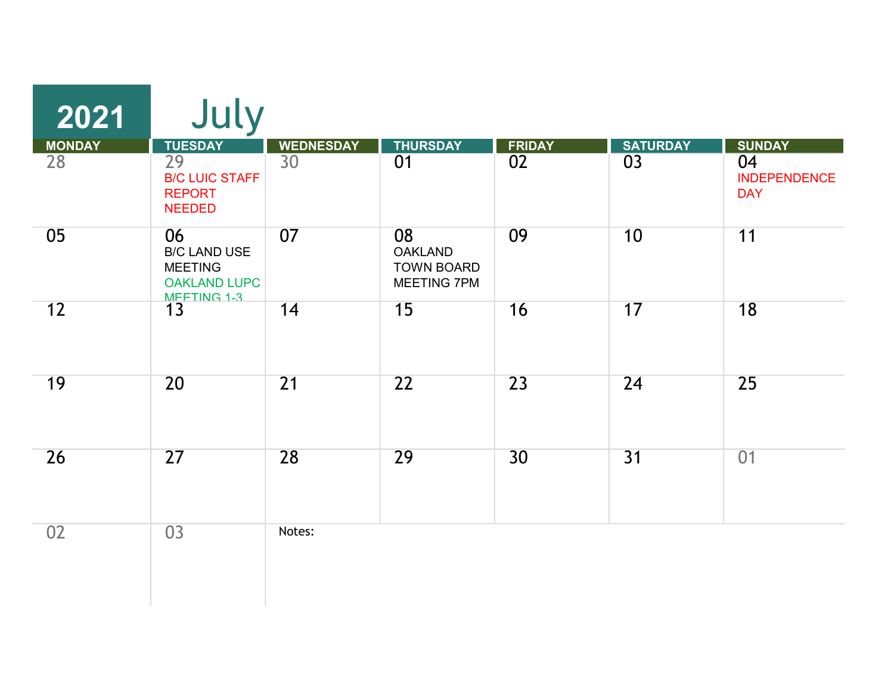# 2021 July

| MONDAY | TUESDAY | WEDNESDAY | THURSDAY | FRIDAY | SATURDAY | SUNDAY |
|---|---|---|---|---|---|---|
| 28 | 29 B/C LUIC STAFF REPORT NEEDED | 30 | 01 | 02 | 03 | 04 INDEPENDENCE DAY |
| 05 | 06 B/C LAND USE MEETING OAKLAND LUPC MEETING 1-3 | 07 | 08 OAKLAND TOWN BOARD MEETING 7PM | 09 | 10 | 11 |
| 12 | 13 | 14 | 15 | 16 | 17 | 18 |
| 19 | 20 | 21 | 22 | 23 | 24 | 25 |
| 26 | 27 | 28 | 29 | 30 | 31 | 01 |
| 02 | 03 | Notes: | | | | |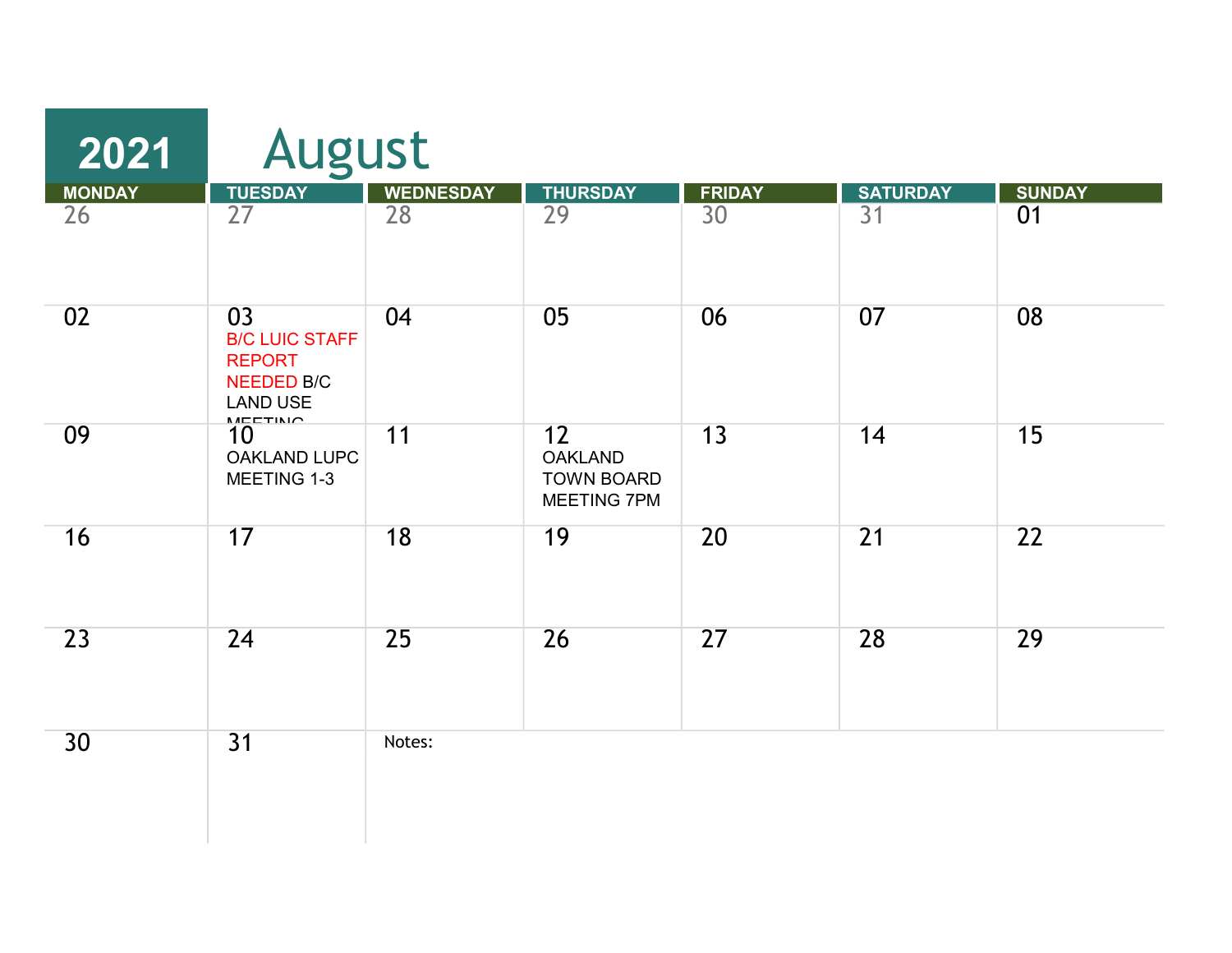# 2021 August

| MONDAY | TUESDAY | WEDNESDAY | THURSDAY | FRIDAY | SATURDAY | SUNDAY |
|---|---|---|---|---|---|---|
| 26 | 27 | 28 | 29 | 30 | 31 | 01 |
| 02 | 03 B/C LUIC STAFF REPORT NEEDED B/C LAND USE MEETING | 04 | 05 | 06 | 07 | 08 |
| 09 | 10 OAKLAND LUPC MEETING 1-3 | 11 | 12 OAKLAND TOWN BOARD MEETING 7PM | 13 | 14 | 15 |
| 16 | 17 | 18 | 19 | 20 | 21 | 22 |
| 23 | 24 | 25 | 26 | 27 | 28 | 29 |
| 30 | 31 | Notes: | | | | |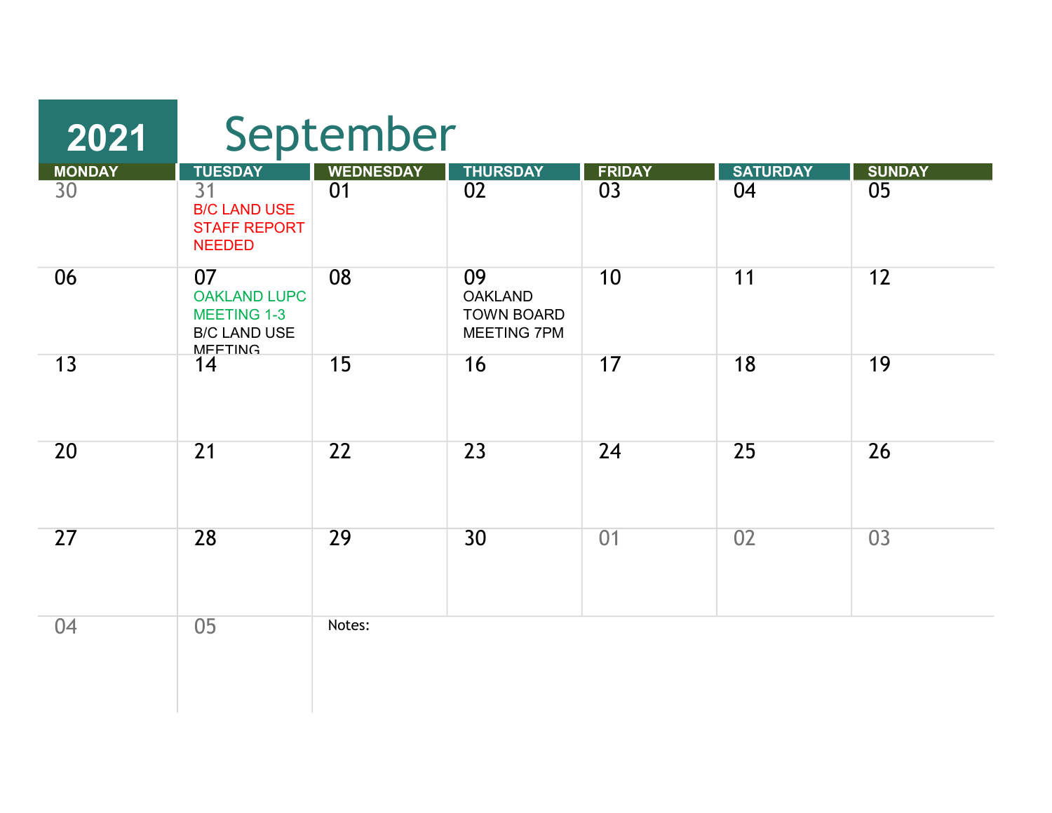# 2021 September

| MONDAY | TUESDAY | WEDNESDAY | THURSDAY | FRIDAY | SATURDAY | SUNDAY |
|---|---|---|---|---|---|---|
| 30 | 31<br>B/C LAND USE STAFF REPORT NEEDED | 01 | 02 | 03 | 04 | 05 |
| 06 | 07<br>OAKLAND LUPC MEETING 1-3<br>B/C LAND USE MEETING | 08 | 09<br>OAKLAND TOWN BOARD MEETING 7PM | 10 | 11 | 12 |
| 13 | 14 | 15 | 16 | 17 | 18 | 19 |
| 20 | 21 | 22 | 23 | 24 | 25 | 26 |
| 27 | 28 | 29 | 30 | 01 | 02 | 03 |
| 04 | 05 | Notes: | | | | |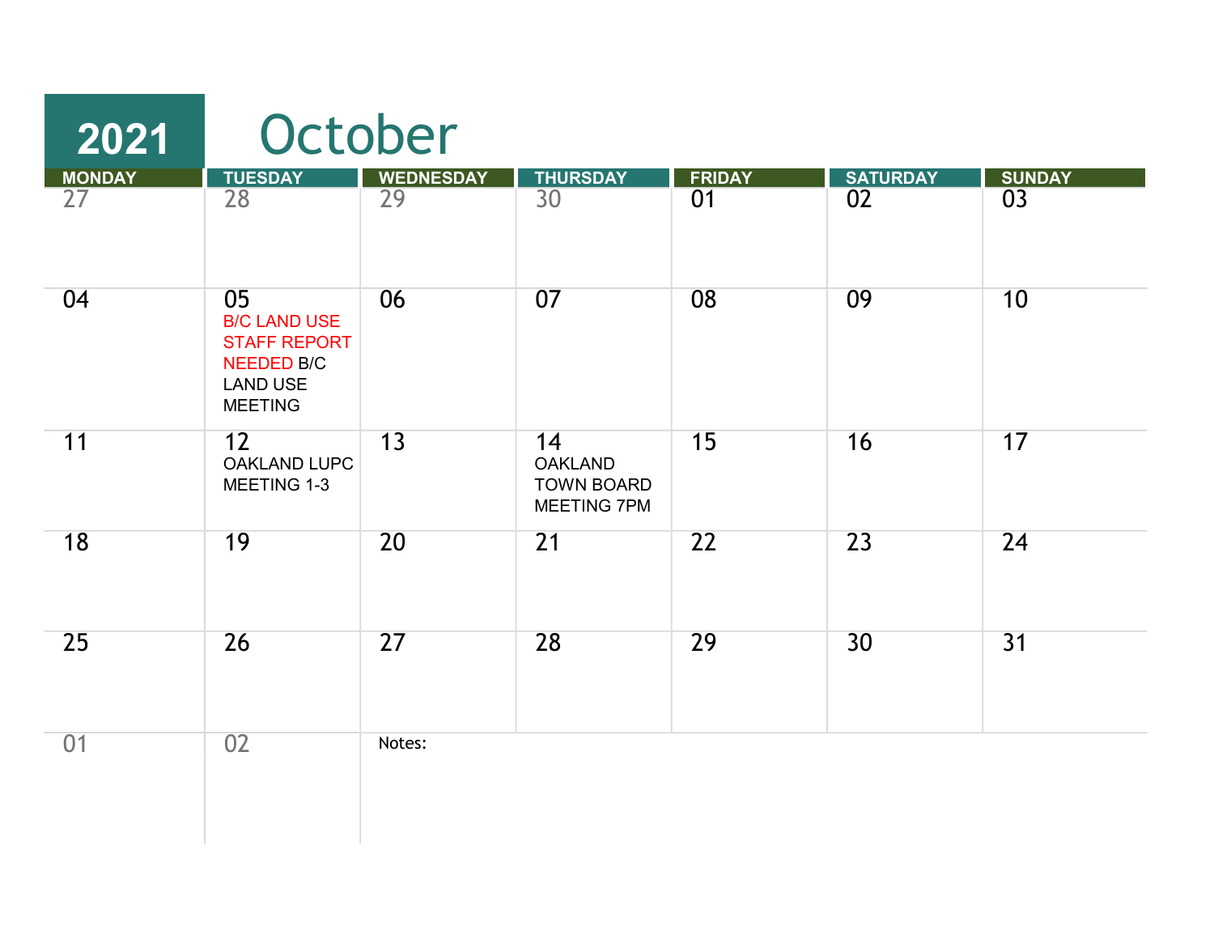# 2021 October

| MONDAY | TUESDAY | WEDNESDAY | THURSDAY | FRIDAY | SATURDAY | SUNDAY |
|---|---|---|---|---|---|---|
| 27 | 28 | 29 | 30 | 01 | 02 | 03 |
| 04 | 05 B/C LAND USE STAFF REPORT NEEDED B/C LAND USE MEETING | 06 | 07 | 08 | 09 | 10 |
| 11 | 12 OAKLAND LUPC MEETING 1-3 | 13 | 14 OAKLAND TOWN BOARD MEETING 7PM | 15 | 16 | 17 |
| 18 | 19 | 20 | 21 | 22 | 23 | 24 |
| 25 | 26 | 27 | 28 | 29 | 30 | 31 |
| 01 | 02 | Notes: | | | | |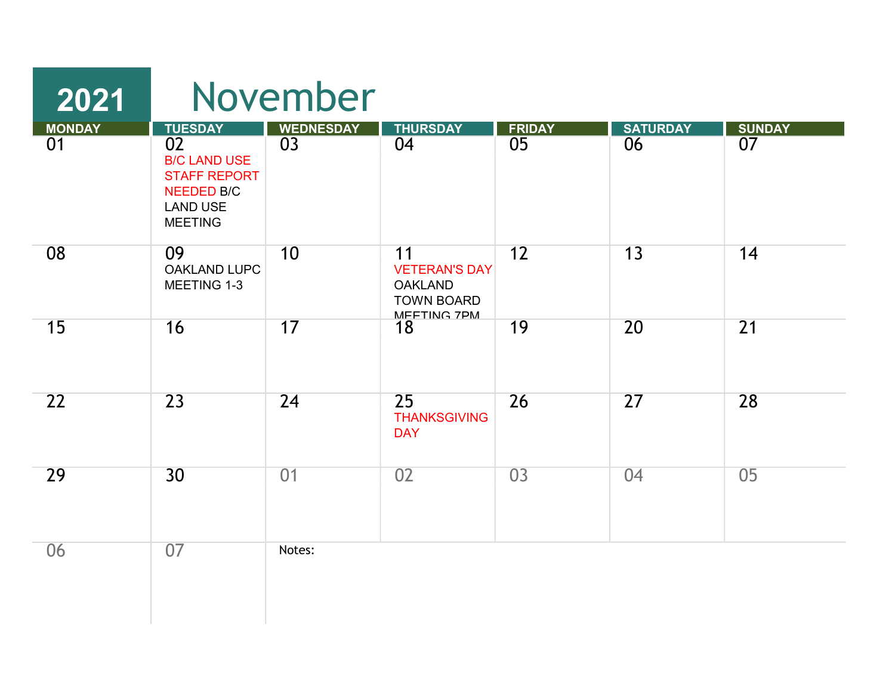# 2021 November

| MONDAY | TUESDAY | WEDNESDAY | THURSDAY | FRIDAY | SATURDAY | SUNDAY |
|---|---|---|---|---|---|---|
| 01 | 02 B/C LAND USE STAFF REPORT NEEDED B/C LAND USE MEETING | 03 | 04 | 05 | 06 | 07 |
| 08 | 09 OAKLAND LUPC MEETING 1-3 | 10 | 11 VETERAN'S DAY OAKLAND TOWN BOARD MEETING 7PM | 12 | 13 | 14 |
| 15 | 16 | 17 | 18 | 19 | 20 | 21 |
| 22 | 23 | 24 | 25 THANKSGIVING DAY | 26 | 27 | 28 |
| 29 | 30 | 01 | 02 | 03 | 04 | 05 |
| 06 | 07 | Notes: | | | | |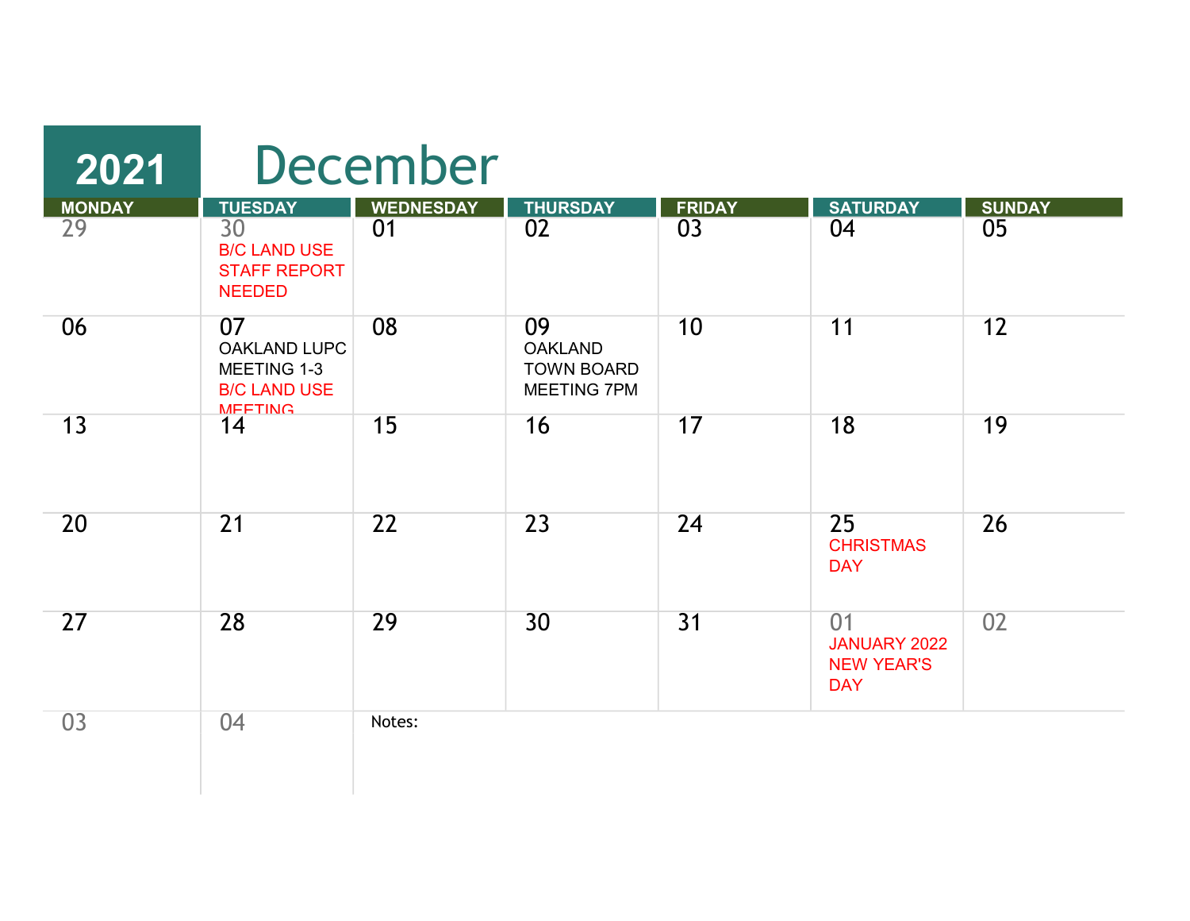# 2021 December

| MONDAY | TUESDAY | WEDNESDAY | THURSDAY | FRIDAY | SATURDAY | SUNDAY |
|---|---|---|---|---|---|---|
| 29 | 30 B/C LAND USE STAFF REPORT NEEDED | 01 | 02 | 03 | 04 | 05 |
| 06 | 07 OAKLAND LUPC MEETING 1-3 B/C LAND USE MEETING | 08 | 09 OAKLAND TOWN BOARD MEETING 7PM | 10 | 11 | 12 |
| 13 | 14 | 15 | 16 | 17 | 18 | 19 |
| 20 | 21 | 22 | 23 | 24 | 25 CHRISTMAS DAY | 26 |
| 27 | 28 | 29 | 30 | 31 | 01 JANUARY 2022 NEW YEAR'S DAY | 02 |
| 03 | 04 | Notes: | | | | |